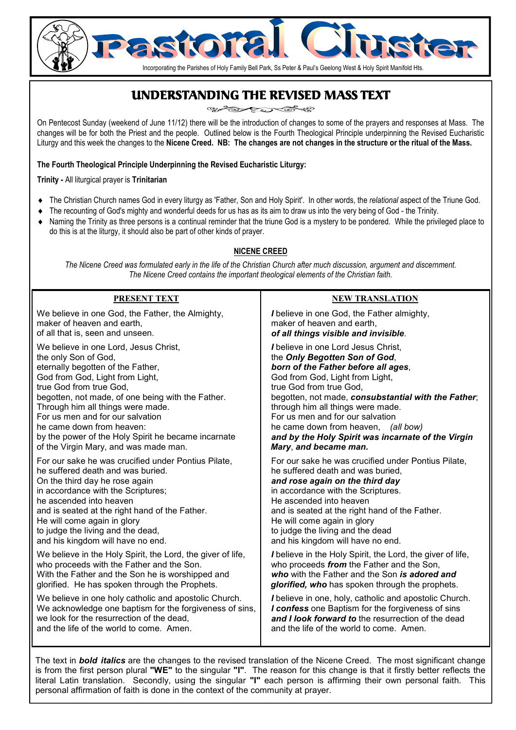# Pastoral Cluster

Incorporating the Parishes of Holy Family Bell Park, Ss Peter & Paul's Geelong West & Holy Spirit Manifold Hts.

## UNDERSTANDING THE REVISED MASS TEXT

On Pentecost Sunday (weekend of June 11/12) there will be the introduction of changes to some of the prayers and responses at Mass. The changes will be for both the Priest and the people. Outlined below is the Fourth Theological Principle underpinning the Revised Eucharistic Liturgy and this week the changes to the **Nicene Creed. NB: The changes are not changes in the structure or the ritual of the Mass.**

**The Fourth Theological Principle Underpinning the Revised Eucharistic Liturgy:**

**Trinity -** All liturgical prayer is **Trinitarian**

- The Christian Church names God in every liturgy as 'Father, Son and Holy Spirit'. In other words, the *relational* aspect of the Triune God.
- The recounting of God's mighty and wonderful deeds for us has as its aim to draw us into the very being of God - the Trinity.
- Naming the Trinity as three persons is a continual reminder that the triune God is a mystery to be pondered. While the privileged place to do this is at the liturgy, it should also be part of other kinds of prayer.

### NICENE CREED

*The Nicene Creed was formulated early in the life of the Christian Church after much discussion, argument and discernment. The Nicene Creed contains the important theological elements of the Christian faith.*

| PRESENT TEXT | NEW TRANSLATION |
|---|---|
| We believe in one God, the Father, the Almighty,<br>maker of heaven and earth,<br>of all that is, seen and unseen. | ***I*** believe in one God, the Father almighty,<br>maker of heaven and earth,<br>***of all things visible and invisible***. |
| We believe in one Lord, Jesus Christ,<br>the only Son of God,<br>eternally begotten of the Father,<br>God from God, Light from Light,<br>true God from true God,<br>begotten, not made, of one being with the Father.<br>Through him all things were made.<br>For us men and for our salvation<br>he came down from heaven:<br>by the power of the Holy Spirit he became incarnate<br>of the Virgin Mary, and was made man. | ***I*** believe in one Lord Jesus Christ,<br>the ***Only Begotten Son of God***,<br>***born of the Father before all ages***,<br>God from God, Light from Light,<br>true God from true God,<br>begotten, not made, ***consubstantial with the Father***;<br>through him all things were made.<br>For us men and for our salvation<br>he came down from heaven, *(all bow)*<br>***and by the Holy Spirit was incarnate of the Virgin Mary***, ***and became man.*** |
| For our sake he was crucified under Pontius Pilate,<br>he suffered death and was buried.<br>On the third day he rose again<br>in accordance with the Scriptures;<br>he ascended into heaven<br>and is seated at the right hand of the Father.<br>He will come again in glory<br>to judge the living and the dead,<br>and his kingdom will have no end. | For our sake he was crucified under Pontius Pilate,<br>he suffered death and was buried,<br>***and rose again on the third day***<br>in accordance with the Scriptures.<br>He ascended into heaven<br>and is seated at the right hand of the Father.<br>He will come again in glory<br>to judge the living and the dead<br>and his kingdom will have no end. |
| We believe in the Holy Spirit, the Lord, the giver of life,<br>who proceeds with the Father and the Son.<br>With the Father and the Son he is worshipped and glorified. He has spoken through the Prophets. | ***I*** believe in the Holy Spirit, the Lord, the giver of life,<br>who proceeds ***from*** the Father and the Son,<br>***who*** with the Father and the Son ***is adored and glorified, who*** has spoken through the prophets. |
| We believe in one holy catholic and apostolic Church.<br>We acknowledge one baptism for the forgiveness of sins,<br>we look for the resurrection of the dead,<br>and the life of the world to come. Amen. | ***I*** believe in one, holy, catholic and apostolic Church.<br>***I confess*** one Baptism for the forgiveness of sins<br>***and I look forward to*** the resurrection of the dead<br>and the life of the world to come. Amen. |

The text in ***bold italics*** are the changes to the revised translation of the Nicene Creed. The most significant change is from the first person plural **"WE"** to the singular **"I"**. The reason for this change is that it firstly better reflects the literal Latin translation. Secondly, using the singular **"I"** each person is affirming their own personal faith. This personal affirmation of faith is done in the context of the community at prayer.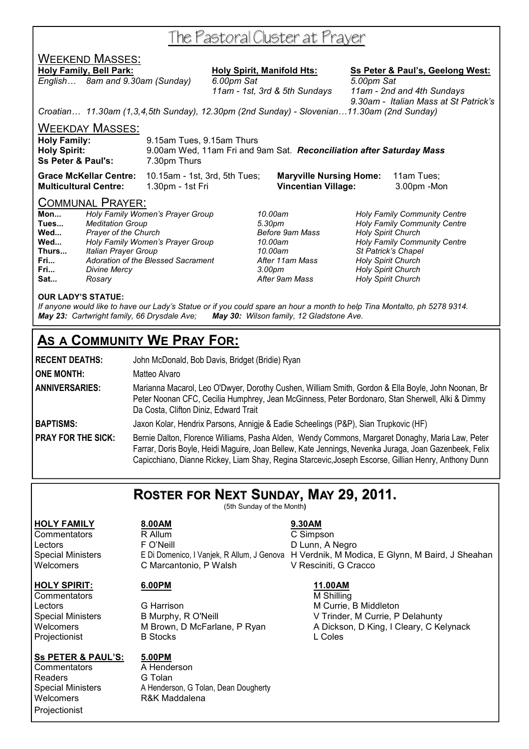# The Pastoral Cluster at Prayer

## Weekend Masses:

**Holy Family, Bell Park:**
*English… 8am and 9.30am (Sunday)*

**Holy Spirit, Manifold Hts:**
*6.00pm Sat*
*11am - 1st, 3rd & 5th Sundays*

**Ss Peter & Paul's, Geelong West:**
*5.00pm Sat*
*11am - 2nd and 4th Sundays*
*9.30am - Italian Mass at St Patrick's*

*Croatian… 11.30am (1,3,4,5th Sunday), 12.30pm (2nd Sunday) - Slovenian…11.30am (2nd Sunday)*

## Weekday Masses:

**Holy Family:** 9.15am Tues, 9.15am Thurs
**Holy Spirit:** 9.00am Wed, 11am Fri and 9am Sat. ***Reconciliation after Saturday Mass***
**Ss Peter & Paul's:** 7.30pm Thurs

**Grace McKellar Centre:** 10.15am - 1st, 3rd, 5th Tues; **Maryville Nursing Home:** 11am Tues;
**Multicultural Centre:** 1.30pm - 1st Fri **Vincentian Village:** 3.00pm -Mon

## Communal Prayer:

| | | | |
|---|---|---|---|
| **Mon...** | *Holy Family Women's Prayer Group* | *10.00am* | *Holy Family Community Centre* |
| **Tues...** | *Meditation Group* | *5.30pm* | *Holy Family Community Centre* |
| **Wed...** | *Prayer of the Church* | *Before 9am Mass* | *Holy Spirit Church* |
| **Wed...** | *Holy Family Women's Prayer Group* | *10.00am* | *Holy Family Community Centre* |
| **Thurs...** | *Italian Prayer Group* | *10.00am* | *St Patrick's Chapel* |
| **Fri...** | *Adoration of the Blessed Sacrament* | *After 11am Mass* | *Holy Spirit Church* |
| **Fri...** | *Divine Mercy* | *3.00pm* | *Holy Spirit Church* |
| **Sat...** | *Rosary* | *After 9am Mass* | *Holy Spirit Church* |

**OUR LADY'S STATUE:**
*If anyone would like to have our Lady's Statue or if you could spare an hour a month to help Tina Montalto, ph 5278 9314.*
***May 23:** Cartwright family, 66 Drysdale Ave;* ***May 30:** Wilson family, 12 Gladstone Ave.*

# As a Community We Pray For:

**RECENT DEATHS:** John McDonald, Bob Davis, Bridget (Bridie) Ryan

**ONE MONTH:** Matteo Alvaro

**ANNIVERSARIES:** Marianna Macarol, Leo O'Dwyer, Dorothy Cushen, William Smith, Gordon & Ella Boyle, John Noonan, Br Peter Noonan CFC, Cecilia Humphrey, Jean McGinness, Peter Bordonaro, Stan Sherwell, Alki & Dimmy Da Costa, Clifton Diniz, Edward Trait

**BAPTISMS:** Jaxon Kolar, Hendrix Parsons, Annigje & Eadie Scheelings (P&P), Sian Trupkovic (HF)

**PRAY FOR THE SICK:** Bernie Dalton, Florence Williams, Pasha Alden, Wendy Commons, Margaret Donaghy, Maria Law, Peter Farrar, Doris Boyle, Heidi Maguire, Joan Bellew, Kate Jennings, Nevenka Juraga, Joan Gazenbeek, Felix Capicchiano, Dianne Rickey, Liam Shay, Regina Starcevic,Joseph Escorse, Gillian Henry, Anthony Dunn

# Roster for Next Sunday, May 29, 2011.

(5th Sunday of the Month)

| **HOLY FAMILY** | **8.00AM** | **9.30AM** |
|---|---|---|
| Commentators | R Allum | C Simpson |
| Lectors | F O'Neill | D Lunn, A Negro |
| Special Ministers | E Di Domenico, I Vanjek, R Allum, J Genova | H Verdnik, M Modica, E Glynn, M Baird, J Sheahan |
| Welcomers | C Marcantonio, P Walsh | V Resciniti, G Cracco |

| **HOLY SPIRIT:** | **6.00PM** | **11.00AM** |
|---|---|---|
| Commentators | | M Shilling |
| Lectors | G Harrison | M Currie, B Middleton |
| Special Ministers | B Murphy, R O'Neill | V Trinder, M Currie, P Delahunty |
| Welcomers | M Brown, D McFarlane, P Ryan | A Dickson, D King, I Cleary, C Kelynack |
| Projectionist | B Stocks | L Coles |

| **Ss PETER & PAUL'S:** | **5.00PM** |
|---|---|
| Commentators | A Henderson |
| Readers | G Tolan |
| Special Ministers | A Henderson, G Tolan, Dean Dougherty |
| Welcomers | R&K Maddalena |
| Projectionist | |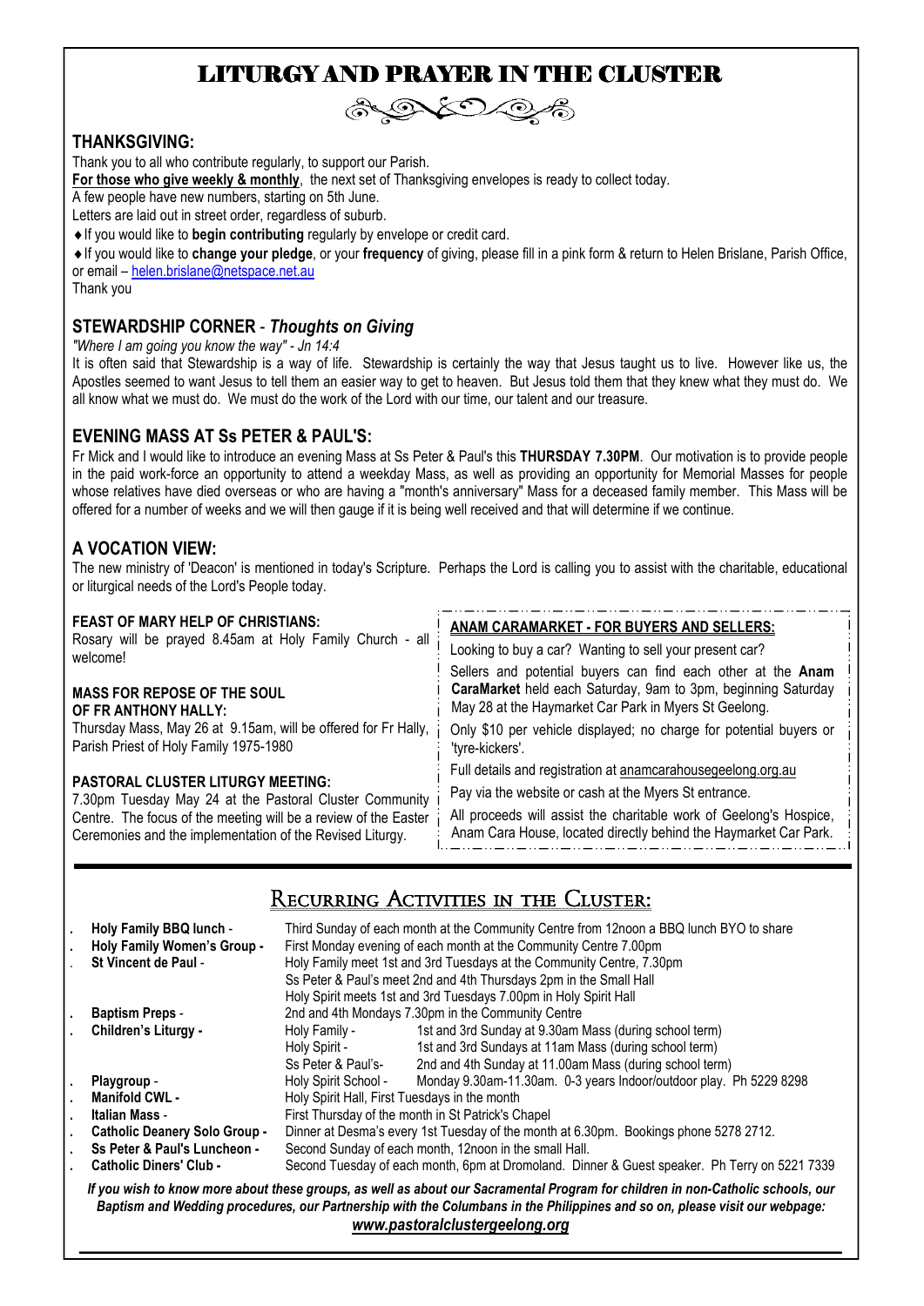# LITURGY AND PRAYER IN THE CLUSTER

## THANKSGIVING:

Thank you to all who contribute regularly, to support our Parish.

**For those who give weekly & monthly**, the next set of Thanksgiving envelopes is ready to collect today.

A few people have new numbers, starting on 5th June.

Letters are laid out in street order, regardless of suburb.

- If you would like to **begin contributing** regularly by envelope or credit card.
- If you would like to **change your pledge**, or your **frequency** of giving, please fill in a pink form & return to Helen Brislane, Parish Office, or email – helen.brislane@netspace.net.au

Thank you

## STEWARDSHIP CORNER - *Thoughts on Giving*

*"Where I am going you know the way" - Jn 14:4*

It is often said that Stewardship is a way of life. Stewardship is certainly the way that Jesus taught us to live. However like us, the Apostles seemed to want Jesus to tell them an easier way to get to heaven. But Jesus told them that they knew what they must do. We all know what we must do. We must do the work of the Lord with our time, our talent and our treasure.

## EVENING MASS AT Ss PETER & PAUL'S:

Fr Mick and I would like to introduce an evening Mass at Ss Peter & Paul's this **THURSDAY 7.30PM**. Our motivation is to provide people in the paid work-force an opportunity to attend a weekday Mass, as well as providing an opportunity for Memorial Masses for people whose relatives have died overseas or who are having a "month's anniversary" Mass for a deceased family member. This Mass will be offered for a number of weeks and we will then gauge if it is being well received and that will determine if we continue.

## A VOCATION VIEW:

The new ministry of 'Deacon' is mentioned in today's Scripture. Perhaps the Lord is calling you to assist with the charitable, educational or liturgical needs of the Lord's People today.

**FEAST OF MARY HELP OF CHRISTIANS:**

Rosary will be prayed 8.45am at Holy Family Church - all welcome!

**MASS FOR REPOSE OF THE SOUL OF FR ANTHONY HALLY:**

Thursday Mass, May 26 at 9.15am, will be offered for Fr Hally, Parish Priest of Holy Family 1975-1980

**PASTORAL CLUSTER LITURGY MEETING:**

7.30pm Tuesday May 24 at the Pastoral Cluster Community Centre. The focus of the meeting will be a review of the Easter Ceremonies and the implementation of the Revised Liturgy.

**ANAM CARAMARKET - FOR BUYERS AND SELLERS:**

Looking to buy a car? Wanting to sell your present car?

Sellers and potential buyers can find each other at the **Anam CaraMarket** held each Saturday, 9am to 3pm, beginning Saturday May 28 at the Haymarket Car Park in Myers St Geelong.

Only $10 per vehicle displayed; no charge for potential buyers or 'tyre-kickers'.

Full details and registration at anamcarahousegeelong.org.au

Pay via the website or cash at the Myers St entrance.

All proceeds will assist the charitable work of Geelong's Hospice, Anam Cara House, located directly behind the Haymarket Car Park.

## RECURRING ACTIVITIES IN THE CLUSTER:

- **Holy Family BBQ lunch** - Third Sunday of each month at the Community Centre from 12noon a BBQ lunch BYO to share
- **Holy Family Women's Group** - First Monday evening of each month at the Community Centre 7.00pm
- **St Vincent de Paul** - Holy Family meet 1st and 3rd Tuesdays at the Community Centre, 7.30pm
  Ss Peter & Paul's meet 2nd and 4th Thursdays 2pm in the Small Hall
  Holy Spirit meets 1st and 3rd Tuesdays 7.00pm in Holy Spirit Hall
- **Baptism Preps** - 2nd and 4th Mondays 7.30pm in the Community Centre
- **Children's Liturgy** - Holy Family - 1st and 3rd Sunday at 9.30am Mass (during school term)
  Holy Spirit - 1st and 3rd Sundays at 11am Mass (during school term)
  Ss Peter & Paul's - 2nd and 4th Sunday at 11.00am Mass (during school term)
- **Playgroup** - Holy Spirit School - Monday 9.30am-11.30am. 0-3 years Indoor/outdoor play. Ph 5229 8298
- **Manifold CWL** - Holy Spirit Hall, First Tuesdays in the month
- **Italian Mass** - First Thursday of the month in St Patrick's Chapel
- **Catholic Deanery Solo Group** - Dinner at Desma's every 1st Tuesday of the month at 6.30pm. Bookings phone 5278 2712.
- **Ss Peter & Paul's Luncheon** - Second Sunday of each month, 12noon in the small Hall.
- **Catholic Diners' Club** - Second Tuesday of each month, 6pm at Dromoland. Dinner & Guest speaker. Ph Terry on 5221 7339

***If you wish to know more about these groups, as well as about our Sacramental Program for children in non-Catholic schools, our Baptism and Wedding procedures, our Partnership with the Columbans in the Philippines and so on, please visit our webpage: www.pastoralclustergeelong.org***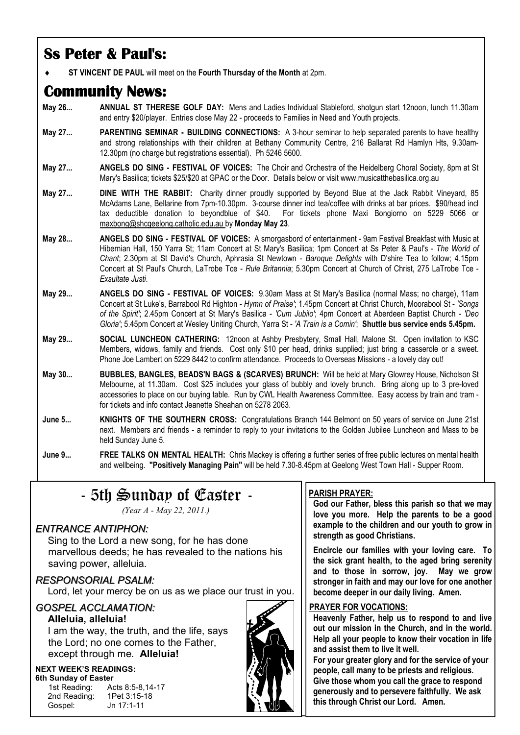# Ss Peter & Paul's:

- **ST VINCENT DE PAUL** will meet on the **Fourth Thursday of the Month** at 2pm.

# Community News:

**May 26...** **ANNUAL ST THERESE GOLF DAY:** Mens and Ladies Individual Stableford, shotgun start 12noon, lunch 11.30am and entry $20/player. Entries close May 22 - proceeds to Families in Need and Youth projects.

**May 27...** **PARENTING SEMINAR - BUILDING CONNECTIONS:** A 3-hour seminar to help separated parents to have healthy and strong relationships with their children at Bethany Community Centre, 216 Ballarat Rd Hamlyn Hts, 9.30am-12.30pm (no charge but registrations essential). Ph 5246 5600.

**May 27...** **ANGELS DO SING - FESTIVAL OF VOICES:** The Choir and Orchestra of the Heidelberg Choral Society, 8pm at St Mary's Basilica; tickets $25/$20 at GPAC or the Door. Details below or visit www.musicatthebasilica.org.au

**May 27...** **DINE WITH THE RABBIT:** Charity dinner proudly supported by Beyond Blue at the Jack Rabbit Vineyard, 85 McAdams Lane, Bellarine from 7pm-10.30pm. 3-course dinner incl tea/coffee with drinks at bar prices. $90/head incl tax deductible donation to beyondblue of $40. For tickets phone Maxi Bongiorno on 5229 5066 or maxbong@shcgeelong.catholic.edu.au by **Monday May 23**.

**May 28...** **ANGELS DO SING - FESTIVAL OF VOICES:** A smorgasbord of entertainment - 9am Festival Breakfast with Music at Hibernian Hall, 150 Yarra St; 11am Concert at St Mary's Basilica; 1pm Concert at Ss Peter & Paul's - *The World of Chant*; 2.30pm at St David's Church, Aphrasia St Newtown - *Baroque Delights* with D'shire Tea to follow; 4.15pm Concert at St Paul's Church, LaTrobe Tce - *Rule Britannia*; 5.30pm Concert at Church of Christ, 275 LaTrobe Tce - *Exsultate Justi*.

**May 29...** **ANGELS DO SING - FESTIVAL OF VOICES:** 9.30am Mass at St Mary's Basilica (normal Mass; no charge), 11am Concert at St Luke's, Barrabool Rd Highton - *Hymn of Praise'*; 1.45pm Concert at Christ Church, Moorabool St - *'Songs of the Spirit'*; 2.45pm Concert at St Mary's Basilica - *'Cum Jubilo'*; 4pm Concert at Aberdeen Baptist Church - *'Deo Gloria'*; 5.45pm Concert at Wesley Uniting Church, Yarra St - *'A Train is a Comin'*; **Shuttle bus service ends 5.45pm.**

**May 29...** **SOCIAL LUNCHEON CATHERING:** 12noon at Ashby Presbytery, Small Hall, Malone St. Open invitation to KSC Members, widows, family and friends. Cost only $10 per head, drinks supplied; just bring a casserole or a sweet. Phone Joe Lambert on 5229 8442 to confirm attendance. Proceeds to Overseas Missions - a lovely day out!

**May 30...** **BUBBLES, BANGLES, BEADS'N BAGS & (SCARVES) BRUNCH:** Will be held at Mary Glowrey House, Nicholson St Melbourne, at 11.30am. Cost $25 includes your glass of bubbly and lovely brunch. Bring along up to 3 pre-loved accessories to place on our buying table. Run by CWL Health Awareness Committee. Easy access by train and tram - for tickets and info contact Jeanette Sheahan on 5278 2063.

**June 5...** **KNIGHTS OF THE SOUTHERN CROSS:** Congratulations Branch 144 Belmont on 50 years of service on June 21st next. Members and friends - a reminder to reply to your invitations to the Golden Jubilee Luncheon and Mass to be held Sunday June 5.

**June 9...** **FREE TALKS ON MENTAL HEALTH:** Chris Mackey is offering a further series of free public lectures on mental health and wellbeing. **"Positively Managing Pain"** will be held 7.30-8.45pm at Geelong West Town Hall - Supper Room.

# - 5th Sunday of Easter -

*(Year A - May 22, 2011.)*

### *ENTRANCE ANTIPHON:*

Sing to the Lord a new song, for he has done marvellous deeds; he has revealed to the nations his saving power, alleluia.

### *RESPONSORIAL PSALM:*

Lord, let your mercy be on us as we place our trust in you.

### *GOSPEL ACCLAMATION:*

**Alleluia, alleluia!**
I am the way, the truth, and the life, says the Lord; no one comes to the Father, except through me. **Alleluia!**

**NEXT WEEK'S READINGS:**
**6th Sunday of Easter**

| | |
|---|---|
| 1st Reading: | Acts 8:5-8,14-17 |
| 2nd Reading: | 1Pet 3:15-18 |
| Gospel: | Jn 17:1-11 |

### PARISH PRAYER:

**God our Father, bless this parish so that we may love you more. Help the parents to be a good example to the children and our youth to grow in strength as good Christians.**

**Encircle our families with your loving care. To the sick grant health, to the aged bring serenity and to those in sorrow, joy. May we grow stronger in faith and may our love for one another become deeper in our daily living. Amen.**

### PRAYER FOR VOCATIONS:

**Heavenly Father, help us to respond to and live out our mission in the Church, and in the world. Help all your people to know their vocation in life and assist them to live it well.**
**For your greater glory and for the service of your people, call many to be priests and religious.**
**Give those whom you call the grace to respond generously and to persevere faithfully. We ask this through Christ our Lord. Amen.**